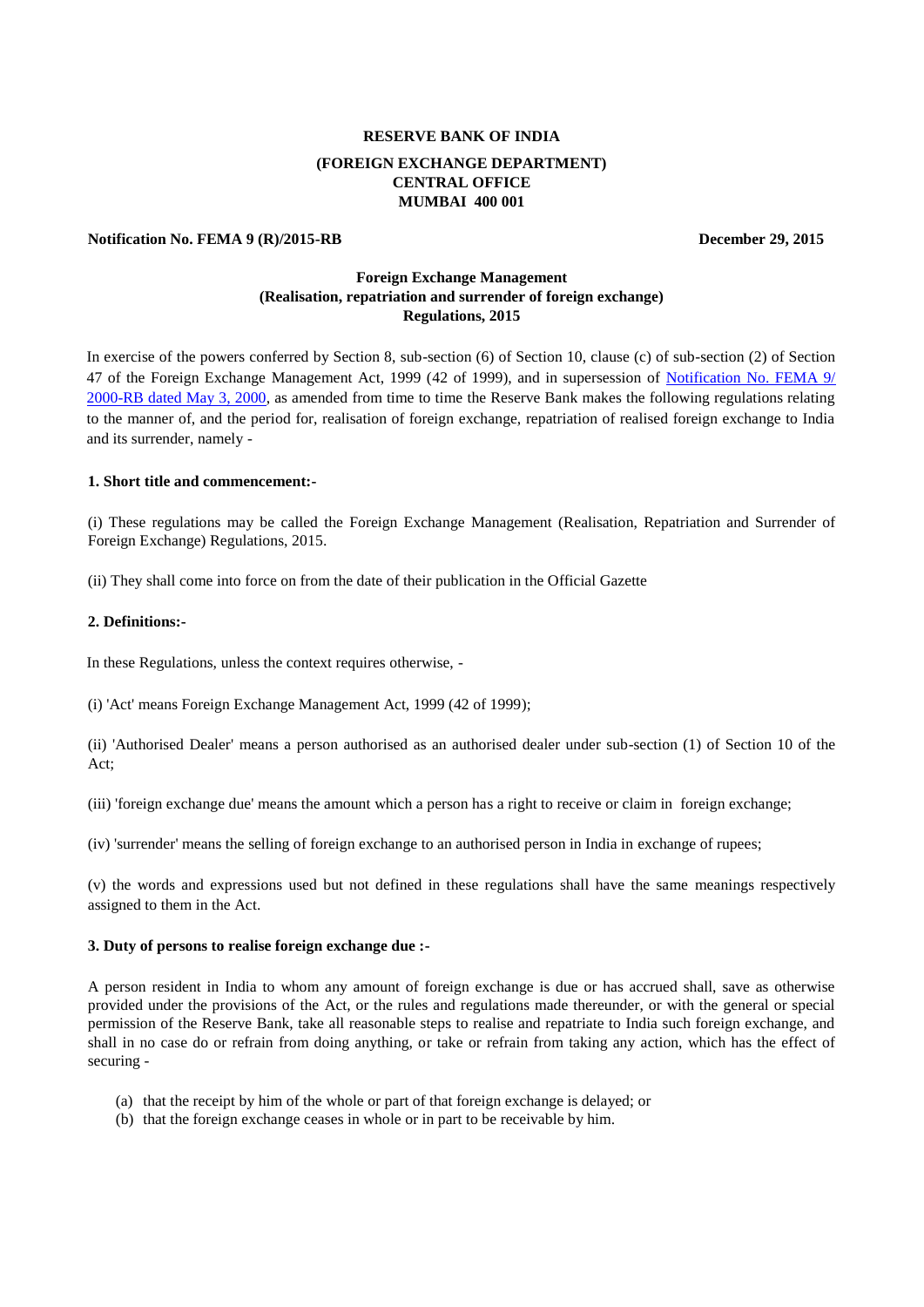**RESERVE BANK OF INDIA**

**(FOREIGN EXCHANGE DEPARTMENT)**
**CENTRAL OFFICE**
**MUMBAI 400 001**

**Notification No. FEMA 9 (R)/2015-RB** **December 29, 2015**

# Foreign Exchange Management (Realisation, repatriation and surrender of foreign exchange) Regulations, 2015

In exercise of the powers conferred by Section 8, sub-section (6) of Section 10, clause (c) of sub-section (2) of Section 47 of the Foreign Exchange Management Act, 1999 (42 of 1999), and in supersession of Notification No. FEMA 9/ 2000-RB dated May 3, 2000, as amended from time to time the Reserve Bank makes the following regulations relating to the manner of, and the period for, realisation of foreign exchange, repatriation of realised foreign exchange to India and its surrender, namely -

### 1. Short title and commencement:-

(i) These regulations may be called the Foreign Exchange Management (Realisation, Repatriation and Surrender of Foreign Exchange) Regulations, 2015.

(ii) They shall come into force on from the date of their publication in the Official Gazette

### 2. Definitions:-

In these Regulations, unless the context requires otherwise, -

(i) 'Act' means Foreign Exchange Management Act, 1999 (42 of 1999);

(ii) 'Authorised Dealer' means a person authorised as an authorised dealer under sub-section (1) of Section 10 of the Act;

(iii) 'foreign exchange due' means the amount which a person has a right to receive or claim in foreign exchange;

(iv) 'surrender' means the selling of foreign exchange to an authorised person in India in exchange of rupees;

(v) the words and expressions used but not defined in these regulations shall have the same meanings respectively assigned to them in the Act.

### 3. Duty of persons to realise foreign exchange due :-

A person resident in India to whom any amount of foreign exchange is due or has accrued shall, save as otherwise provided under the provisions of the Act, or the rules and regulations made thereunder, or with the general or special permission of the Reserve Bank, take all reasonable steps to realise and repatriate to India such foreign exchange, and shall in no case do or refrain from doing anything, or take or refrain from taking any action, which has the effect of securing -

(a) that the receipt by him of the whole or part of that foreign exchange is delayed; or
(b) that the foreign exchange ceases in whole or in part to be receivable by him.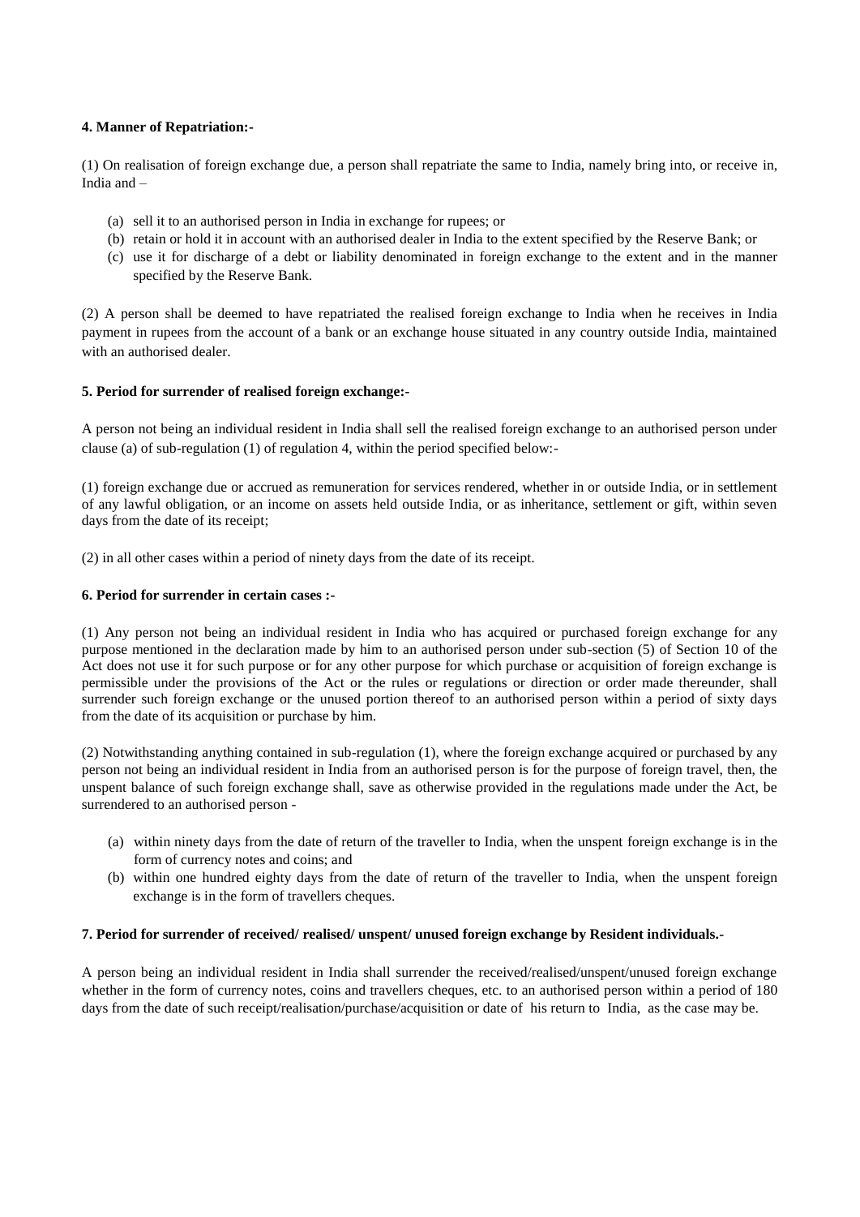**4. Manner of Repatriation:-**

(1) On realisation of foreign exchange due, a person shall repatriate the same to India, namely bring into, or receive in, India and –

(a) sell it to an authorised person in India in exchange for rupees; or
(b) retain or hold it in account with an authorised dealer in India to the extent specified by the Reserve Bank; or
(c) use it for discharge of a debt or liability denominated in foreign exchange to the extent and in the manner specified by the Reserve Bank.

(2) A person shall be deemed to have repatriated the realised foreign exchange to India when he receives in India payment in rupees from the account of a bank or an exchange house situated in any country outside India, maintained with an authorised dealer.

**5. Period for surrender of realised foreign exchange:-**

A person not being an individual resident in India shall sell the realised foreign exchange to an authorised person under clause (a) of sub-regulation (1) of regulation 4, within the period specified below:-

(1) foreign exchange due or accrued as remuneration for services rendered, whether in or outside India, or in settlement of any lawful obligation, or an income on assets held outside India, or as inheritance, settlement or gift, within seven days from the date of its receipt;

(2) in all other cases within a period of ninety days from the date of its receipt.

**6. Period for surrender in certain cases :-**

(1) Any person not being an individual resident in India who has acquired or purchased foreign exchange for any purpose mentioned in the declaration made by him to an authorised person under sub-section (5) of Section 10 of the Act does not use it for such purpose or for any other purpose for which purchase or acquisition of foreign exchange is permissible under the provisions of the Act or the rules or regulations or direction or order made thereunder, shall surrender such foreign exchange or the unused portion thereof to an authorised person within a period of sixty days from the date of its acquisition or purchase by him.

(2) Notwithstanding anything contained in sub-regulation (1), where the foreign exchange acquired or purchased by any person not being an individual resident in India from an authorised person is for the purpose of foreign travel, then, the unspent balance of such foreign exchange shall, save as otherwise provided in the regulations made under the Act, be surrendered to an authorised person -

(a) within ninety days from the date of return of the traveller to India, when the unspent foreign exchange is in the form of currency notes and coins; and
(b) within one hundred eighty days from the date of return of the traveller to India, when the unspent foreign exchange is in the form of travellers cheques.

**7. Period for surrender of received/ realised/ unspent/ unused foreign exchange by Resident individuals.-**

A person being an individual resident in India shall surrender the received/realised/unspent/unused foreign exchange whether in the form of currency notes, coins and travellers cheques, etc. to an authorised person within a period of 180 days from the date of such receipt/realisation/purchase/acquisition or date of his return to India, as the case may be.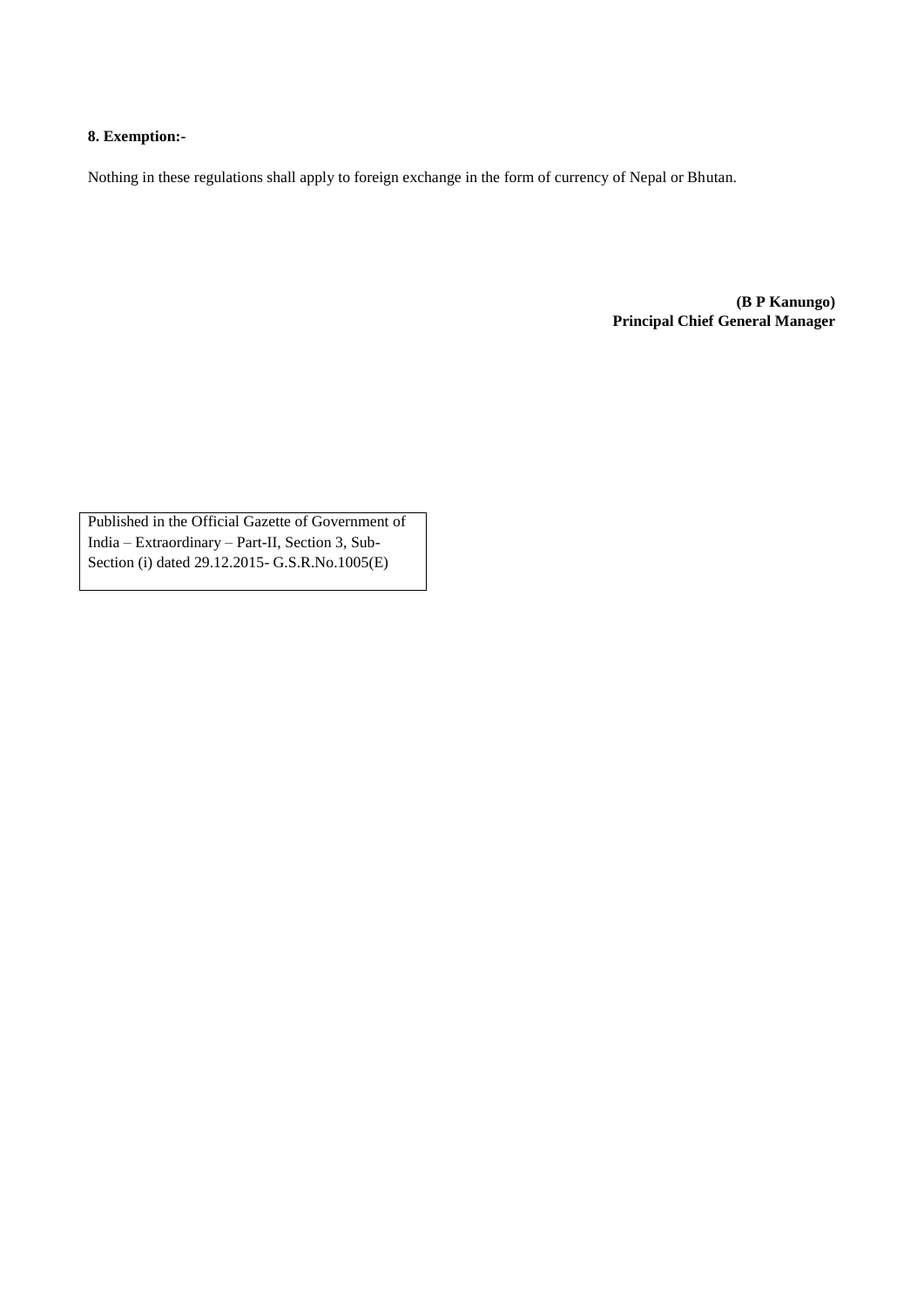**8. Exemption:-**

Nothing in these regulations shall apply to foreign exchange in the form of currency of Nepal or Bhutan.

**(B P Kanungo)**
**Principal Chief General Manager**

Published in the Official Gazette of Government of India – Extraordinary – Part-II, Section 3, Sub-Section (i) dated 29.12.2015- G.S.R.No.1005(E)